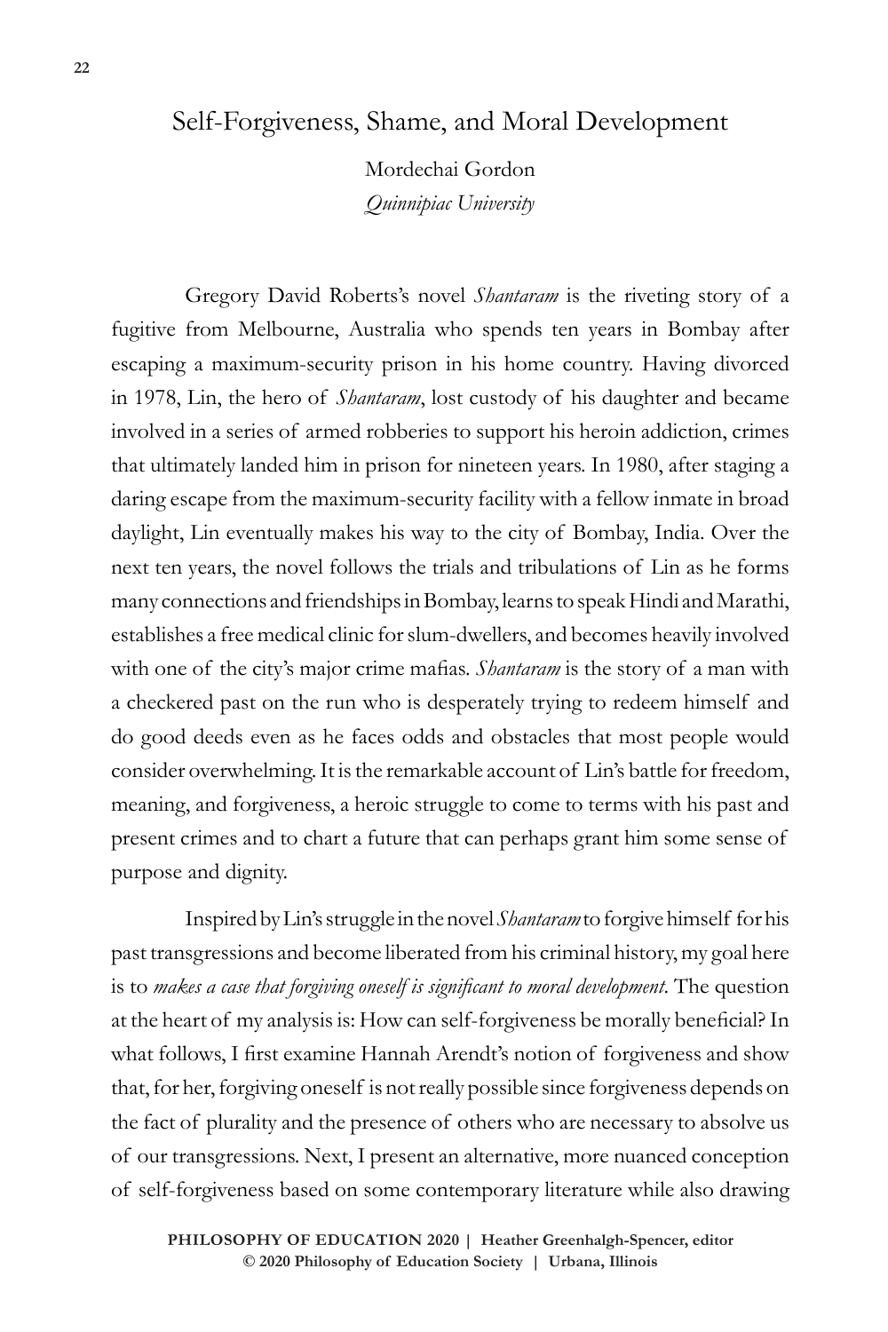# Self-Forgiveness, Shame, and Moral Development

Mordechai Gordon
*Quinnipiac University*

Gregory David Roberts's novel *Shantaram* is the riveting story of a fugitive from Melbourne, Australia who spends ten years in Bombay after escaping a maximum-security prison in his home country. Having divorced in 1978, Lin, the hero of *Shantaram*, lost custody of his daughter and became involved in a series of armed robberies to support his heroin addiction, crimes that ultimately landed him in prison for nineteen years. In 1980, after staging a daring escape from the maximum-security facility with a fellow inmate in broad daylight, Lin eventually makes his way to the city of Bombay, India. Over the next ten years, the novel follows the trials and tribulations of Lin as he forms many connections and friendships in Bombay, learns to speak Hindi and Marathi, establishes a free medical clinic for slum-dwellers, and becomes heavily involved with one of the city's major crime mafias. *Shantaram* is the story of a man with a checkered past on the run who is desperately trying to redeem himself and do good deeds even as he faces odds and obstacles that most people would consider overwhelming. It is the remarkable account of Lin's battle for freedom, meaning, and forgiveness, a heroic struggle to come to terms with his past and present crimes and to chart a future that can perhaps grant him some sense of purpose and dignity.

Inspired by Lin's struggle in the novel *Shantaram* to forgive himself for his past transgressions and become liberated from his criminal history, my goal here is to *makes a case that forgiving oneself is significant to moral development*. The question at the heart of my analysis is: How can self-forgiveness be morally beneficial? In what follows, I first examine Hannah Arendt's notion of forgiveness and show that, for her, forgiving oneself is not really possible since forgiveness depends on the fact of plurality and the presence of others who are necessary to absolve us of our transgressions. Next, I present an alternative, more nuanced conception of self-forgiveness based on some contemporary literature while also drawing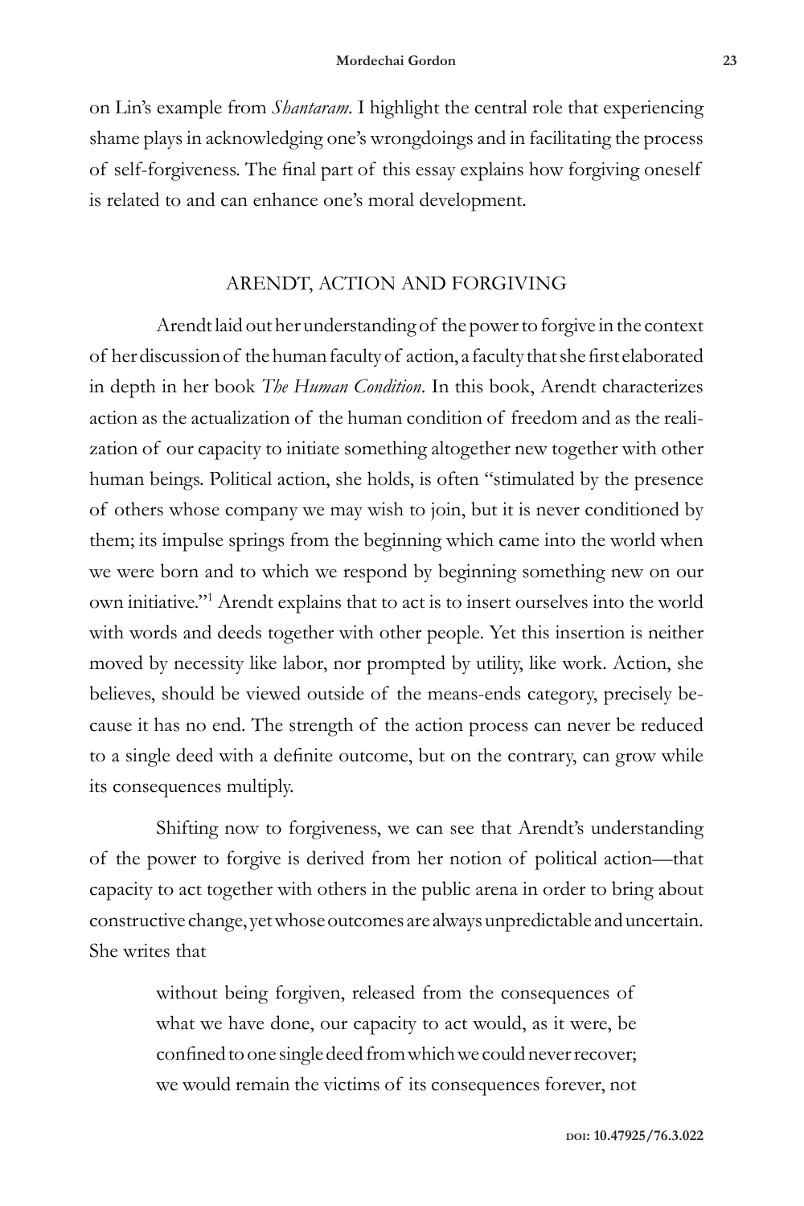on Lin's example from *Shantaram*. I highlight the central role that experiencing shame plays in acknowledging one's wrongdoings and in facilitating the process of self-forgiveness. The final part of this essay explains how forgiving oneself is related to and can enhance one's moral development.

## ARENDT, ACTION AND FORGIVING

Arendt laid out her understanding of the power to forgive in the context of her discussion of the human faculty of action, a faculty that she first elaborated in depth in her book *The Human Condition*. In this book, Arendt characterizes action as the actualization of the human condition of freedom and as the realization of our capacity to initiate something altogether new together with other human beings. Political action, she holds, is often "stimulated by the presence of others whose company we may wish to join, but it is never conditioned by them; its impulse springs from the beginning which came into the world when we were born and to which we respond by beginning something new on our own initiative."[1] Arendt explains that to act is to insert ourselves into the world with words and deeds together with other people. Yet this insertion is neither moved by necessity like labor, nor prompted by utility, like work. Action, she believes, should be viewed outside of the means-ends category, precisely because it has no end. The strength of the action process can never be reduced to a single deed with a definite outcome, but on the contrary, can grow while its consequences multiply.

Shifting now to forgiveness, we can see that Arendt's understanding of the power to forgive is derived from her notion of political action—that capacity to act together with others in the public arena in order to bring about constructive change, yet whose outcomes are always unpredictable and uncertain. She writes that

> without being forgiven, released from the consequences of what we have done, our capacity to act would, as it were, be confined to one single deed from which we could never recover; we would remain the victims of its consequences forever, not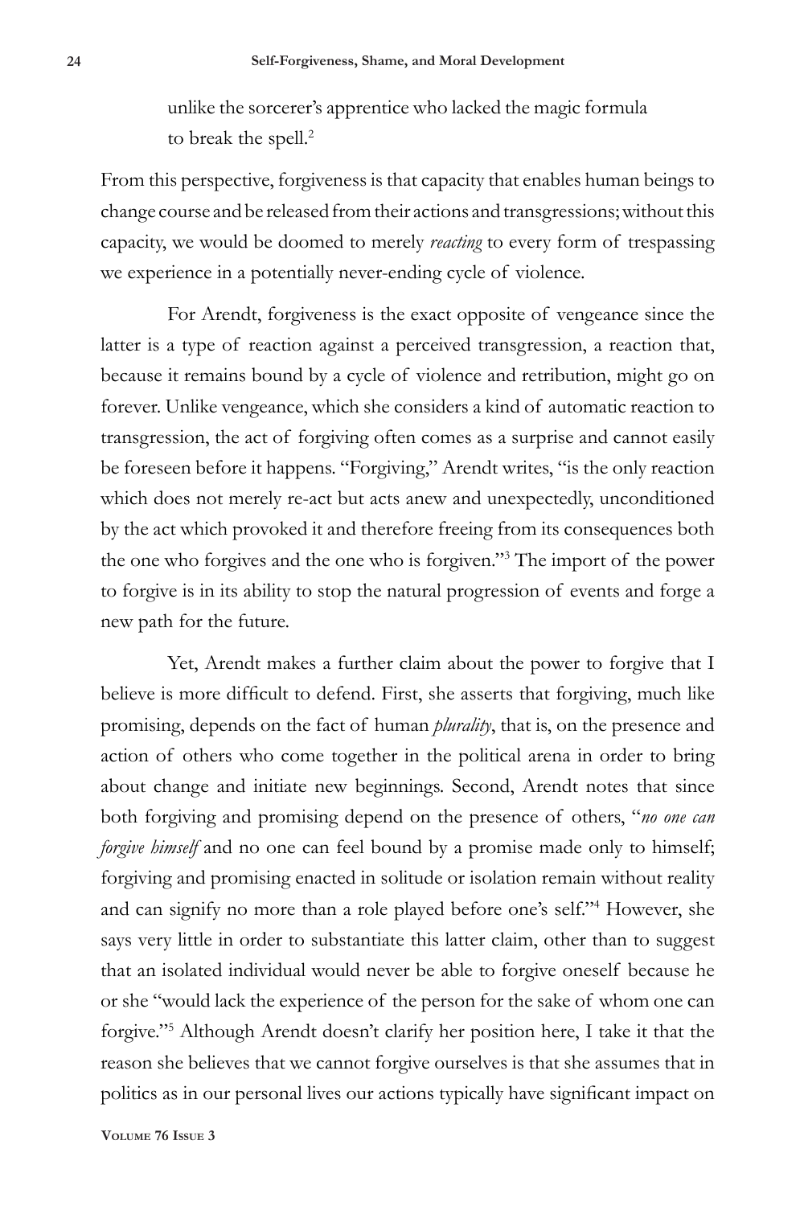> unlike the sorcerer's apprentice who lacked the magic formula to break the spell.[2]

From this perspective, forgiveness is that capacity that enables human beings to change course and be released from their actions and transgressions; without this capacity, we would be doomed to merely *reacting* to every form of trespassing we experience in a potentially never-ending cycle of violence.

For Arendt, forgiveness is the exact opposite of vengeance since the latter is a type of reaction against a perceived transgression, a reaction that, because it remains bound by a cycle of violence and retribution, might go on forever. Unlike vengeance, which she considers a kind of automatic reaction to transgression, the act of forgiving often comes as a surprise and cannot easily be foreseen before it happens. "Forgiving," Arendt writes, "is the only reaction which does not merely re-act but acts anew and unexpectedly, unconditioned by the act which provoked it and therefore freeing from its consequences both the one who forgives and the one who is forgiven."[3] The import of the power to forgive is in its ability to stop the natural progression of events and forge a new path for the future.

Yet, Arendt makes a further claim about the power to forgive that I believe is more difficult to defend. First, she asserts that forgiving, much like promising, depends on the fact of human *plurality*, that is, on the presence and action of others who come together in the political arena in order to bring about change and initiate new beginnings. Second, Arendt notes that since both forgiving and promising depend on the presence of others, "*no one can forgive himself* and no one can feel bound by a promise made only to himself; forgiving and promising enacted in solitude or isolation remain without reality and can signify no more than a role played before one's self."[4] However, she says very little in order to substantiate this latter claim, other than to suggest that an isolated individual would never be able to forgive oneself because he or she "would lack the experience of the person for the sake of whom one can forgive."[5] Although Arendt doesn't clarify her position here, I take it that the reason she believes that we cannot forgive ourselves is that she assumes that in politics as in our personal lives our actions typically have significant impact on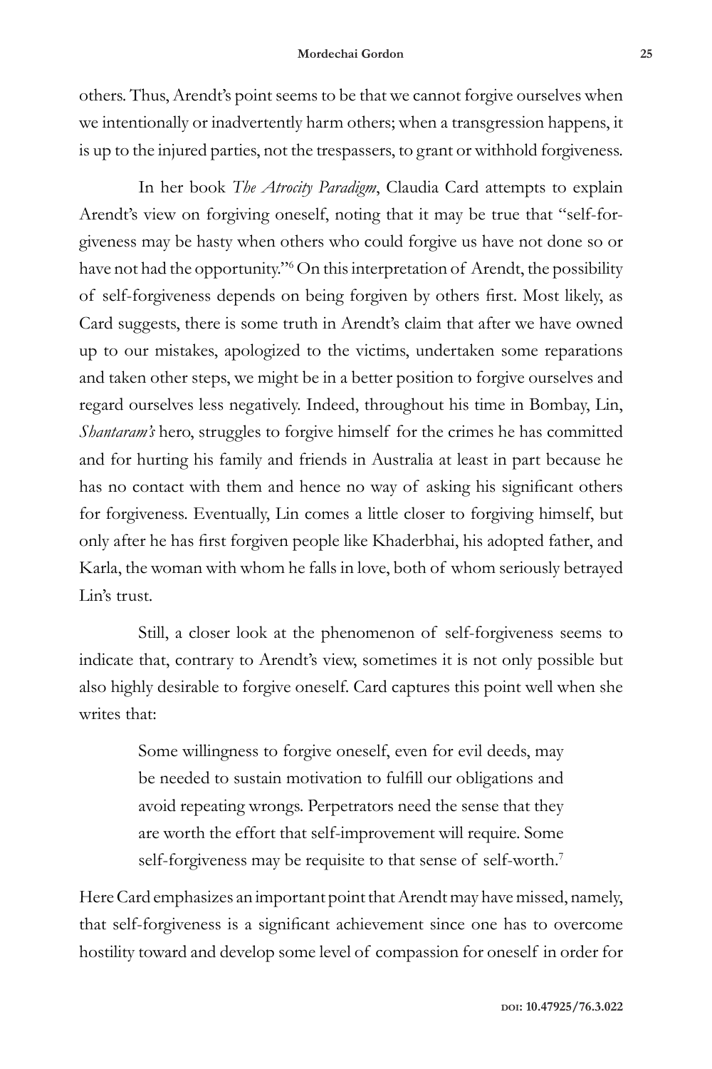others. Thus, Arendt's point seems to be that we cannot forgive ourselves when we intentionally or inadvertently harm others; when a transgression happens, it is up to the injured parties, not the trespassers, to grant or withhold forgiveness.

In her book *The Atrocity Paradigm*, Claudia Card attempts to explain Arendt's view on forgiving oneself, noting that it may be true that "self-forgiveness may be hasty when others who could forgive us have not done so or have not had the opportunity."[6] On this interpretation of Arendt, the possibility of self-forgiveness depends on being forgiven by others first. Most likely, as Card suggests, there is some truth in Arendt's claim that after we have owned up to our mistakes, apologized to the victims, undertaken some reparations and taken other steps, we might be in a better position to forgive ourselves and regard ourselves less negatively. Indeed, throughout his time in Bombay, Lin, *Shantaram's* hero, struggles to forgive himself for the crimes he has committed and for hurting his family and friends in Australia at least in part because he has no contact with them and hence no way of asking his significant others for forgiveness. Eventually, Lin comes a little closer to forgiving himself, but only after he has first forgiven people like Khaderbhai, his adopted father, and Karla, the woman with whom he falls in love, both of whom seriously betrayed Lin's trust.

Still, a closer look at the phenomenon of self-forgiveness seems to indicate that, contrary to Arendt's view, sometimes it is not only possible but also highly desirable to forgive oneself. Card captures this point well when she writes that:

> Some willingness to forgive oneself, even for evil deeds, may be needed to sustain motivation to fulfill our obligations and avoid repeating wrongs. Perpetrators need the sense that they are worth the effort that self-improvement will require. Some self-forgiveness may be requisite to that sense of self-worth.[7]

Here Card emphasizes an important point that Arendt may have missed, namely, that self-forgiveness is a significant achievement since one has to overcome hostility toward and develop some level of compassion for oneself in order for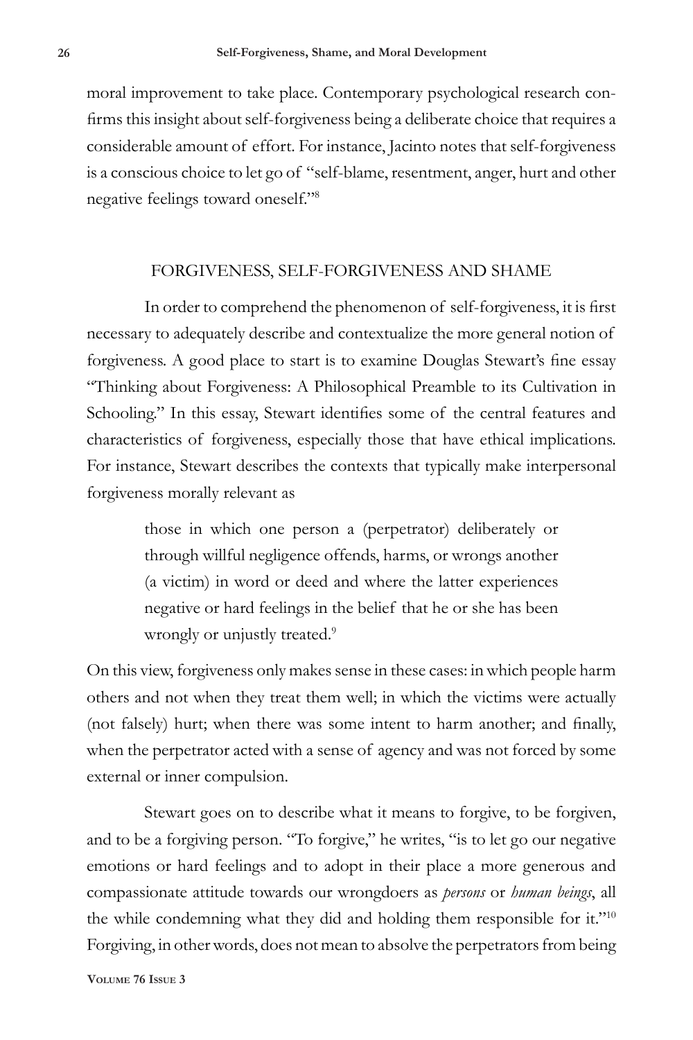moral improvement to take place. Contemporary psychological research confirms this insight about self-forgiveness being a deliberate choice that requires a considerable amount of effort. For instance, Jacinto notes that self-forgiveness is a conscious choice to let go of "self-blame, resentment, anger, hurt and other negative feelings toward oneself."[8]

## FORGIVENESS, SELF-FORGIVENESS AND SHAME

In order to comprehend the phenomenon of self-forgiveness, it is first necessary to adequately describe and contextualize the more general notion of forgiveness. A good place to start is to examine Douglas Stewart's fine essay "Thinking about Forgiveness: A Philosophical Preamble to its Cultivation in Schooling." In this essay, Stewart identifies some of the central features and characteristics of forgiveness, especially those that have ethical implications. For instance, Stewart describes the contexts that typically make interpersonal forgiveness morally relevant as

> those in which one person a (perpetrator) deliberately or through willful negligence offends, harms, or wrongs another (a victim) in word or deed and where the latter experiences negative or hard feelings in the belief that he or she has been wrongly or unjustly treated.[9]

On this view, forgiveness only makes sense in these cases: in which people harm others and not when they treat them well; in which the victims were actually (not falsely) hurt; when there was some intent to harm another; and finally, when the perpetrator acted with a sense of agency and was not forced by some external or inner compulsion.

Stewart goes on to describe what it means to forgive, to be forgiven, and to be a forgiving person. "To forgive," he writes, "is to let go our negative emotions or hard feelings and to adopt in their place a more generous and compassionate attitude towards our wrongdoers as *persons* or *human beings*, all the while condemning what they did and holding them responsible for it."[10] Forgiving, in other words, does not mean to absolve the perpetrators from being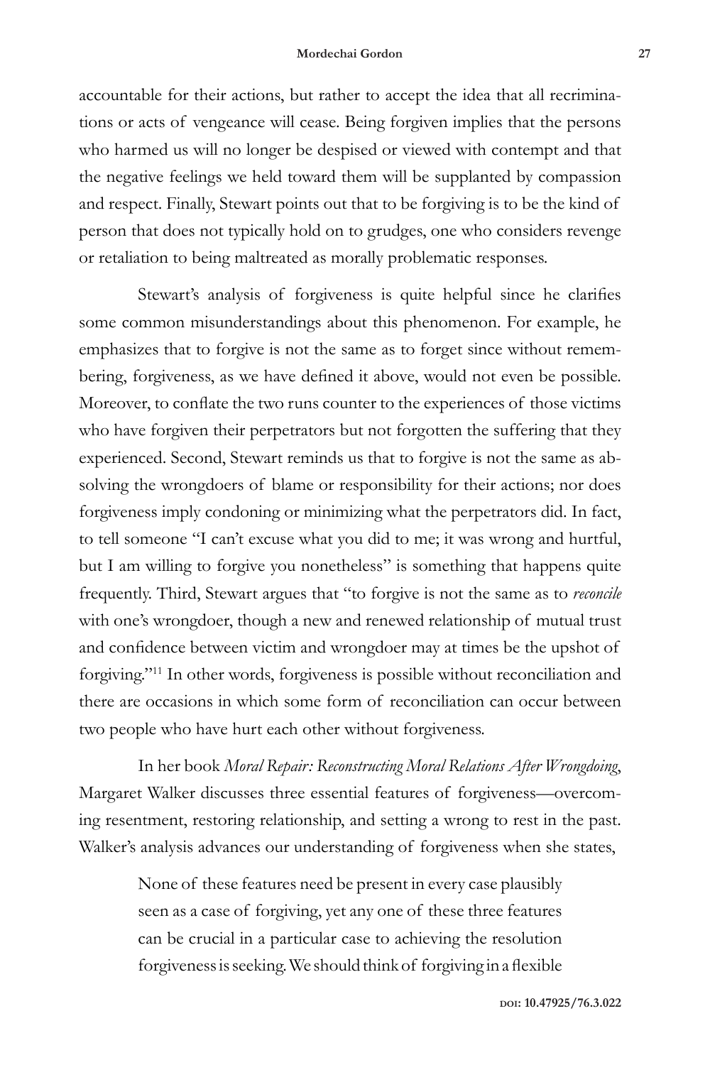accountable for their actions, but rather to accept the idea that all recriminations or acts of vengeance will cease. Being forgiven implies that the persons who harmed us will no longer be despised or viewed with contempt and that the negative feelings we held toward them will be supplanted by compassion and respect. Finally, Stewart points out that to be forgiving is to be the kind of person that does not typically hold on to grudges, one who considers revenge or retaliation to being maltreated as morally problematic responses.

Stewart's analysis of forgiveness is quite helpful since he clarifies some common misunderstandings about this phenomenon. For example, he emphasizes that to forgive is not the same as to forget since without remembering, forgiveness, as we have defined it above, would not even be possible. Moreover, to conflate the two runs counter to the experiences of those victims who have forgiven their perpetrators but not forgotten the suffering that they experienced. Second, Stewart reminds us that to forgive is not the same as absolving the wrongdoers of blame or responsibility for their actions; nor does forgiveness imply condoning or minimizing what the perpetrators did. In fact, to tell someone "I can't excuse what you did to me; it was wrong and hurtful, but I am willing to forgive you nonetheless" is something that happens quite frequently. Third, Stewart argues that "to forgive is not the same as to *reconcile* with one's wrongdoer, though a new and renewed relationship of mutual trust and confidence between victim and wrongdoer may at times be the upshot of forgiving."[11] In other words, forgiveness is possible without reconciliation and there are occasions in which some form of reconciliation can occur between two people who have hurt each other without forgiveness.

In her book *Moral Repair: Reconstructing Moral Relations After Wrongdoing*, Margaret Walker discusses three essential features of forgiveness—overcoming resentment, restoring relationship, and setting a wrong to rest in the past. Walker's analysis advances our understanding of forgiveness when she states,

> None of these features need be present in every case plausibly seen as a case of forgiving, yet any one of these three features can be crucial in a particular case to achieving the resolution forgiveness is seeking. We should think of forgiving in a flexible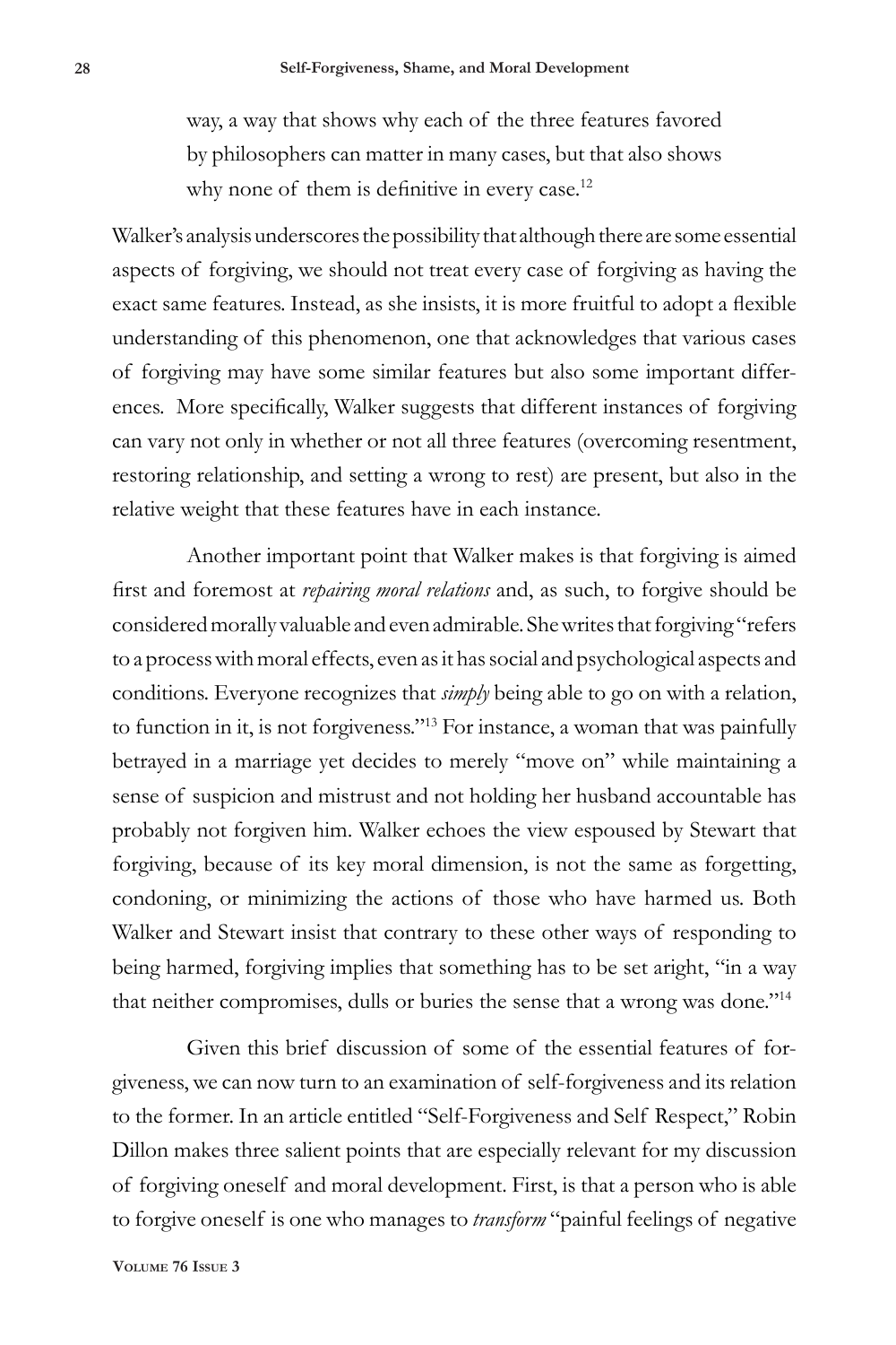way, a way that shows why each of the three features favored by philosophers can matter in many cases, but that also shows why none of them is definitive in every case.[12]

Walker's analysis underscores the possibility that although there are some essential aspects of forgiving, we should not treat every case of forgiving as having the exact same features. Instead, as she insists, it is more fruitful to adopt a flexible understanding of this phenomenon, one that acknowledges that various cases of forgiving may have some similar features but also some important differences. More specifically, Walker suggests that different instances of forgiving can vary not only in whether or not all three features (overcoming resentment, restoring relationship, and setting a wrong to rest) are present, but also in the relative weight that these features have in each instance.

Another important point that Walker makes is that forgiving is aimed first and foremost at *repairing moral relations* and, as such, to forgive should be considered morally valuable and even admirable. She writes that forgiving "refers to a process with moral effects, even as it has social and psychological aspects and conditions. Everyone recognizes that *simply* being able to go on with a relation, to function in it, is not forgiveness."[13] For instance, a woman that was painfully betrayed in a marriage yet decides to merely "move on" while maintaining a sense of suspicion and mistrust and not holding her husband accountable has probably not forgiven him. Walker echoes the view espoused by Stewart that forgiving, because of its key moral dimension, is not the same as forgetting, condoning, or minimizing the actions of those who have harmed us. Both Walker and Stewart insist that contrary to these other ways of responding to being harmed, forgiving implies that something has to be set aright, "in a way that neither compromises, dulls or buries the sense that a wrong was done."[14]

Given this brief discussion of some of the essential features of forgiveness, we can now turn to an examination of self-forgiveness and its relation to the former. In an article entitled "Self-Forgiveness and Self Respect," Robin Dillon makes three salient points that are especially relevant for my discussion of forgiving oneself and moral development. First, is that a person who is able to forgive oneself is one who manages to *transform* "painful feelings of negative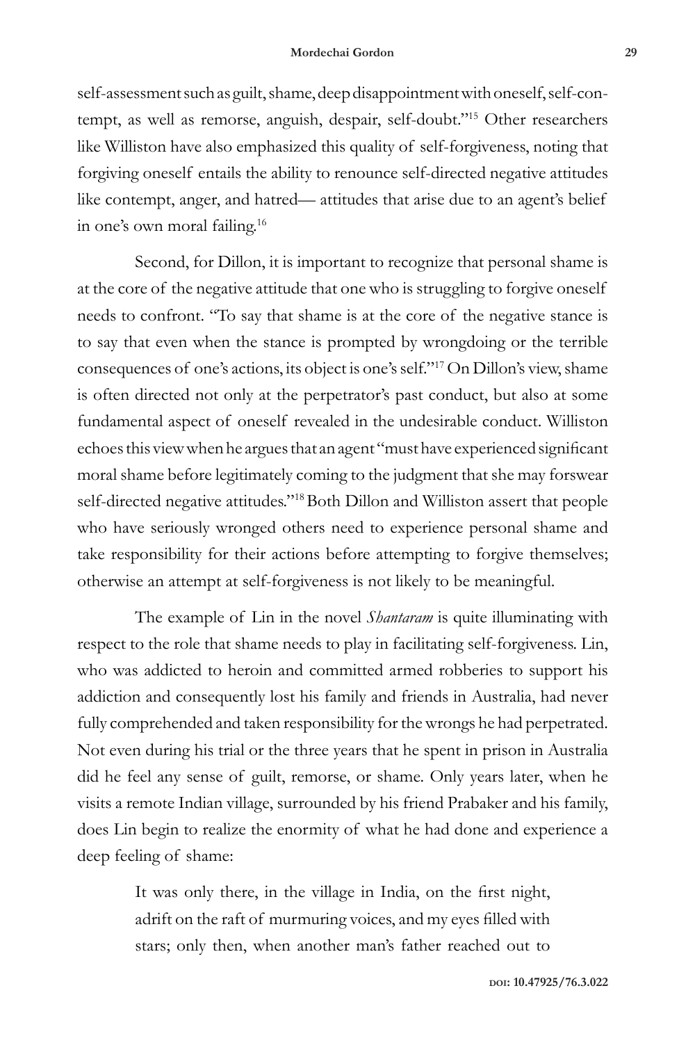self-assessment such as guilt, shame, deep disappointment with oneself, self-contempt, as well as remorse, anguish, despair, self-doubt."[15] Other researchers like Williston have also emphasized this quality of self-forgiveness, noting that forgiving oneself entails the ability to renounce self-directed negative attitudes like contempt, anger, and hatred— attitudes that arise due to an agent's belief in one's own moral failing.[16]

Second, for Dillon, it is important to recognize that personal shame is at the core of the negative attitude that one who is struggling to forgive oneself needs to confront. "To say that shame is at the core of the negative stance is to say that even when the stance is prompted by wrongdoing or the terrible consequences of one's actions, its object is one's self."[17] On Dillon's view, shame is often directed not only at the perpetrator's past conduct, but also at some fundamental aspect of oneself revealed in the undesirable conduct. Williston echoes this view when he argues that an agent "must have experienced significant moral shame before legitimately coming to the judgment that she may forswear self-directed negative attitudes."[18] Both Dillon and Williston assert that people who have seriously wronged others need to experience personal shame and take responsibility for their actions before attempting to forgive themselves; otherwise an attempt at self-forgiveness is not likely to be meaningful.

The example of Lin in the novel *Shantaram* is quite illuminating with respect to the role that shame needs to play in facilitating self-forgiveness. Lin, who was addicted to heroin and committed armed robberies to support his addiction and consequently lost his family and friends in Australia, had never fully comprehended and taken responsibility for the wrongs he had perpetrated. Not even during his trial or the three years that he spent in prison in Australia did he feel any sense of guilt, remorse, or shame. Only years later, when he visits a remote Indian village, surrounded by his friend Prabaker and his family, does Lin begin to realize the enormity of what he had done and experience a deep feeling of shame:

> It was only there, in the village in India, on the first night, adrift on the raft of murmuring voices, and my eyes filled with stars; only then, when another man's father reached out to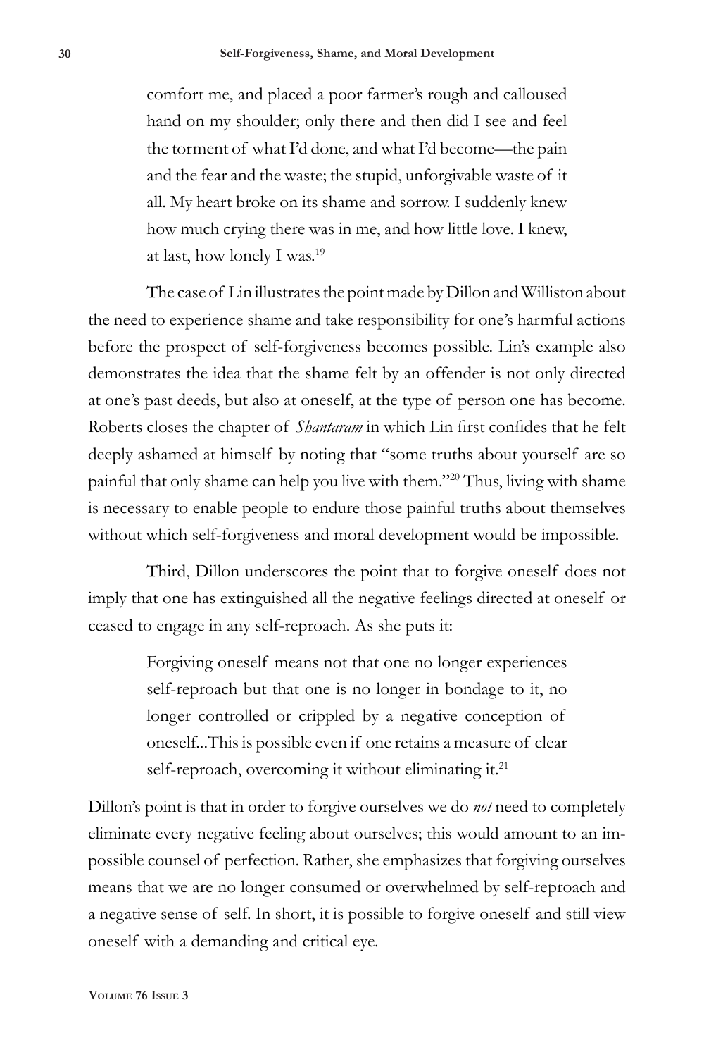> comfort me, and placed a poor farmer's rough and calloused hand on my shoulder; only there and then did I see and feel the torment of what I'd done, and what I'd become—the pain and the fear and the waste; the stupid, unforgivable waste of it all. My heart broke on its shame and sorrow. I suddenly knew how much crying there was in me, and how little love. I knew, at last, how lonely I was.[19]

The case of Lin illustrates the point made by Dillon and Williston about the need to experience shame and take responsibility for one's harmful actions before the prospect of self-forgiveness becomes possible. Lin's example also demonstrates the idea that the shame felt by an offender is not only directed at one's past deeds, but also at oneself, at the type of person one has become. Roberts closes the chapter of *Shantaram* in which Lin first confides that he felt deeply ashamed at himself by noting that "some truths about yourself are so painful that only shame can help you live with them."[20] Thus, living with shame is necessary to enable people to endure those painful truths about themselves without which self-forgiveness and moral development would be impossible.

Third, Dillon underscores the point that to forgive oneself does not imply that one has extinguished all the negative feelings directed at oneself or ceased to engage in any self-reproach. As she puts it:

> Forgiving oneself means not that one no longer experiences self-reproach but that one is no longer in bondage to it, no longer controlled or crippled by a negative conception of oneself...This is possible even if one retains a measure of clear self-reproach, overcoming it without eliminating it.[21]

Dillon's point is that in order to forgive ourselves we do *not* need to completely eliminate every negative feeling about ourselves; this would amount to an impossible counsel of perfection. Rather, she emphasizes that forgiving ourselves means that we are no longer consumed or overwhelmed by self-reproach and a negative sense of self. In short, it is possible to forgive oneself and still view oneself with a demanding and critical eye.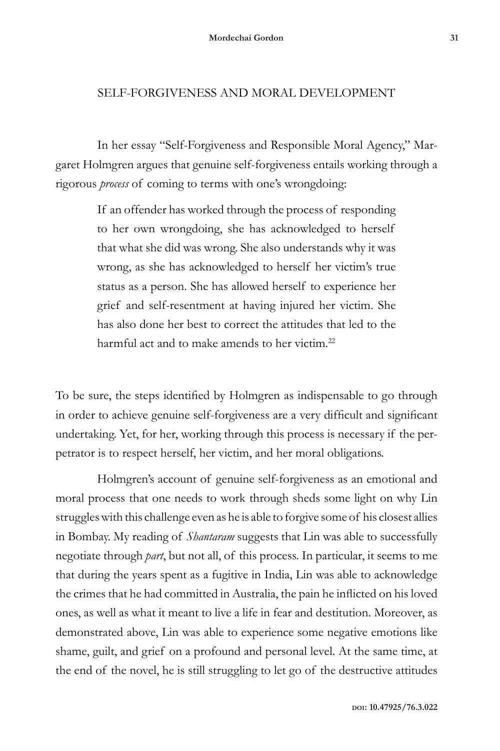## SELF-FORGIVENESS AND MORAL DEVELOPMENT

In her essay "Self-Forgiveness and Responsible Moral Agency," Margaret Holmgren argues that genuine self-forgiveness entails working through a rigorous *process* of coming to terms with one's wrongdoing:

> If an offender has worked through the process of responding to her own wrongdoing, she has acknowledged to herself that what she did was wrong. She also understands why it was wrong, as she has acknowledged to herself her victim's true status as a person. She has allowed herself to experience her grief and self-resentment at having injured her victim. She has also done her best to correct the attitudes that led to the harmful act and to make amends to her victim.[22]

To be sure, the steps identified by Holmgren as indispensable to go through in order to achieve genuine self-forgiveness are a very difficult and significant undertaking. Yet, for her, working through this process is necessary if the perpetrator is to respect herself, her victim, and her moral obligations.

Holmgren's account of genuine self-forgiveness as an emotional and moral process that one needs to work through sheds some light on why Lin struggles with this challenge even as he is able to forgive some of his closest allies in Bombay. My reading of *Shantaram* suggests that Lin was able to successfully negotiate through *part*, but not all, of this process. In particular, it seems to me that during the years spent as a fugitive in India, Lin was able to acknowledge the crimes that he had committed in Australia, the pain he inflicted on his loved ones, as well as what it meant to live a life in fear and destitution. Moreover, as demonstrated above, Lin was able to experience some negative emotions like shame, guilt, and grief on a profound and personal level. At the same time, at the end of the novel, he is still struggling to let go of the destructive attitudes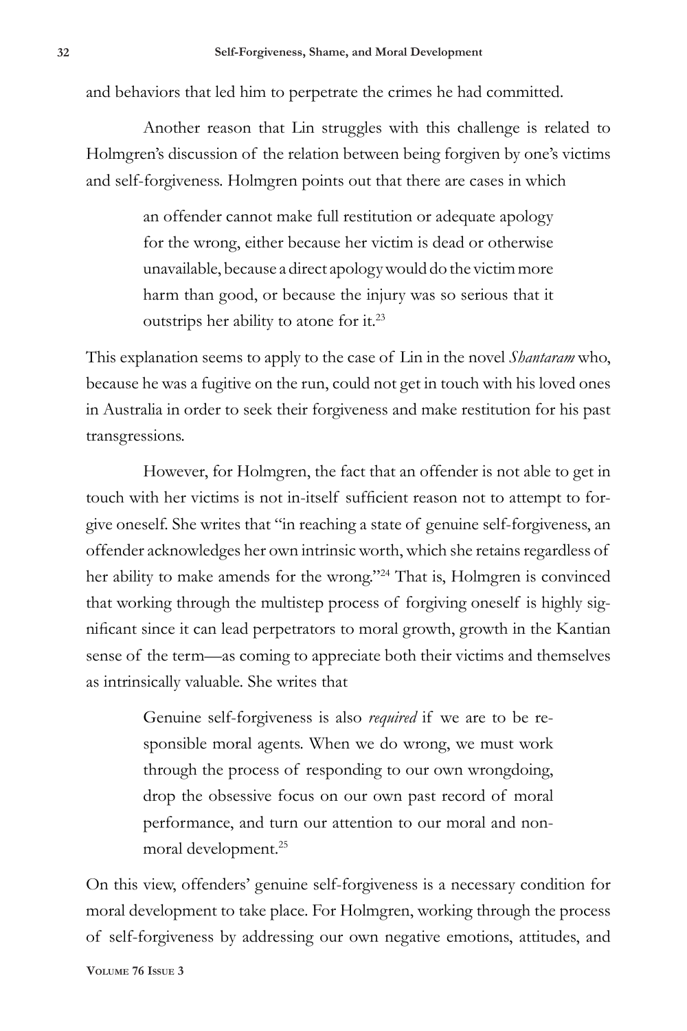and behaviors that led him to perpetrate the crimes he had committed.

Another reason that Lin struggles with this challenge is related to Holmgren's discussion of the relation between being forgiven by one's victims and self-forgiveness. Holmgren points out that there are cases in which

> an offender cannot make full restitution or adequate apology for the wrong, either because her victim is dead or otherwise unavailable, because a direct apology would do the victim more harm than good, or because the injury was so serious that it outstrips her ability to atone for it.[23]

This explanation seems to apply to the case of Lin in the novel *Shantaram* who, because he was a fugitive on the run, could not get in touch with his loved ones in Australia in order to seek their forgiveness and make restitution for his past transgressions.

However, for Holmgren, the fact that an offender is not able to get in touch with her victims is not in-itself sufficient reason not to attempt to forgive oneself. She writes that "in reaching a state of genuine self-forgiveness, an offender acknowledges her own intrinsic worth, which she retains regardless of her ability to make amends for the wrong."[24] That is, Holmgren is convinced that working through the multistep process of forgiving oneself is highly significant since it can lead perpetrators to moral growth, growth in the Kantian sense of the term—as coming to appreciate both their victims and themselves as intrinsically valuable. She writes that

> Genuine self-forgiveness is also *required* if we are to be responsible moral agents. When we do wrong, we must work through the process of responding to our own wrongdoing, drop the obsessive focus on our own past record of moral performance, and turn our attention to our moral and non-moral development.[25]

On this view, offenders' genuine self-forgiveness is a necessary condition for moral development to take place. For Holmgren, working through the process of self-forgiveness by addressing our own negative emotions, attitudes, and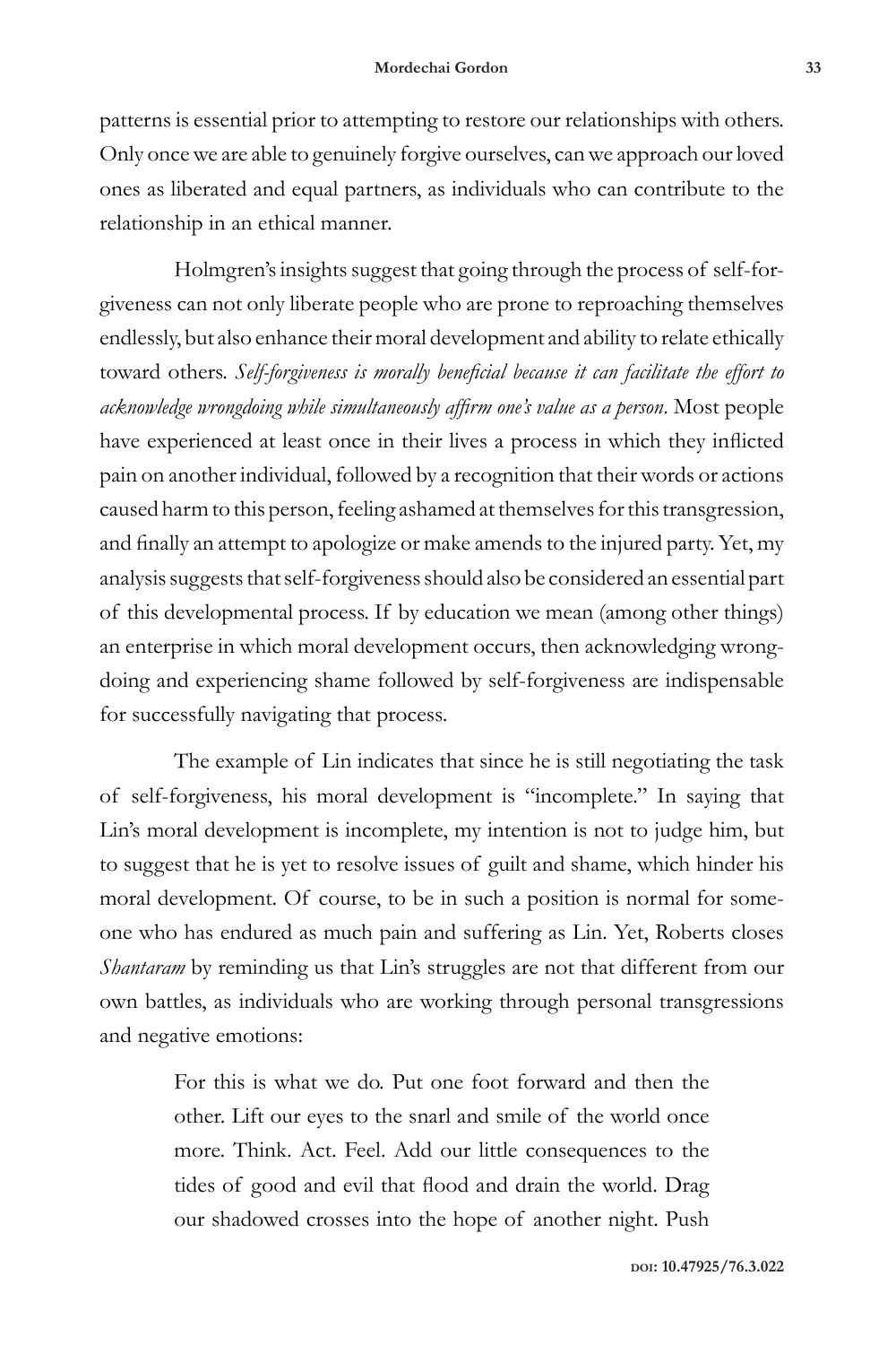patterns is essential prior to attempting to restore our relationships with others. Only once we are able to genuinely forgive ourselves, can we approach our loved ones as liberated and equal partners, as individuals who can contribute to the relationship in an ethical manner.

Holmgren's insights suggest that going through the process of self-forgiveness can not only liberate people who are prone to reproaching themselves endlessly, but also enhance their moral development and ability to relate ethically toward others. *Self-forgiveness is morally beneficial because it can facilitate the effort to acknowledge wrongdoing while simultaneously affirm one's value as a person*. Most people have experienced at least once in their lives a process in which they inflicted pain on another individual, followed by a recognition that their words or actions caused harm to this person, feeling ashamed at themselves for this transgression, and finally an attempt to apologize or make amends to the injured party. Yet, my analysis suggests that self-forgiveness should also be considered an essential part of this developmental process. If by education we mean (among other things) an enterprise in which moral development occurs, then acknowledging wrongdoing and experiencing shame followed by self-forgiveness are indispensable for successfully navigating that process.

The example of Lin indicates that since he is still negotiating the task of self-forgiveness, his moral development is "incomplete." In saying that Lin's moral development is incomplete, my intention is not to judge him, but to suggest that he is yet to resolve issues of guilt and shame, which hinder his moral development. Of course, to be in such a position is normal for someone who has endured as much pain and suffering as Lin. Yet, Roberts closes *Shantaram* by reminding us that Lin's struggles are not that different from our own battles, as individuals who are working through personal transgressions and negative emotions:

> For this is what we do. Put one foot forward and then the other. Lift our eyes to the snarl and smile of the world once more. Think. Act. Feel. Add our little consequences to the tides of good and evil that flood and drain the world. Drag our shadowed crosses into the hope of another night. Push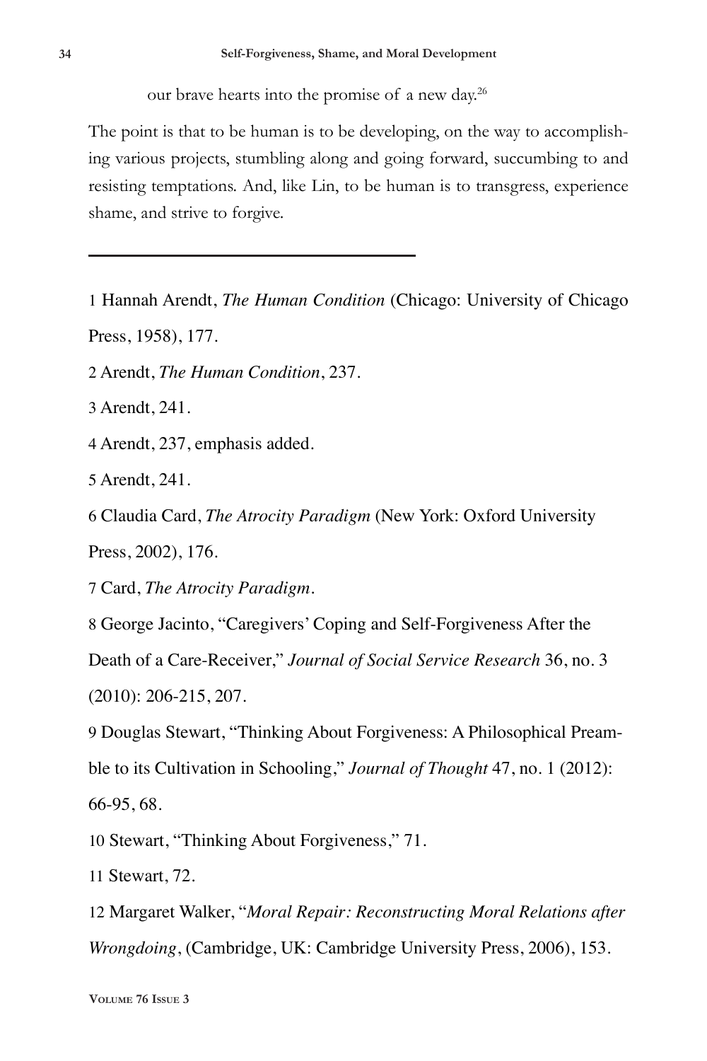our brave hearts into the promise of a new day.[26]

The point is that to be human is to be developing, on the way to accomplishing various projects, stumbling along and going forward, succumbing to and resisting temptations. And, like Lin, to be human is to transgress, experience shame, and strive to forgive.

---

1 Hannah Arendt, *The Human Condition* (Chicago: University of Chicago Press, 1958), 177.

2 Arendt, *The Human Condition*, 237.

3 Arendt, 241.

4 Arendt, 237, emphasis added.

5 Arendt, 241.

6 Claudia Card, *The Atrocity Paradigm* (New York: Oxford University Press, 2002), 176.

7 Card, *The Atrocity Paradigm*.

8 George Jacinto, "Caregivers' Coping and Self-Forgiveness After the Death of a Care-Receiver," *Journal of Social Service Research* 36, no. 3 (2010): 206-215, 207.

9 Douglas Stewart, "Thinking About Forgiveness: A Philosophical Preamble to its Cultivation in Schooling," *Journal of Thought* 47, no. 1 (2012): 66-95, 68.

10 Stewart, "Thinking About Forgiveness," 71.

11 Stewart, 72.

12 Margaret Walker, "*Moral Repair: Reconstructing Moral Relations after Wrongdoing*, (Cambridge, UK: Cambridge University Press, 2006), 153.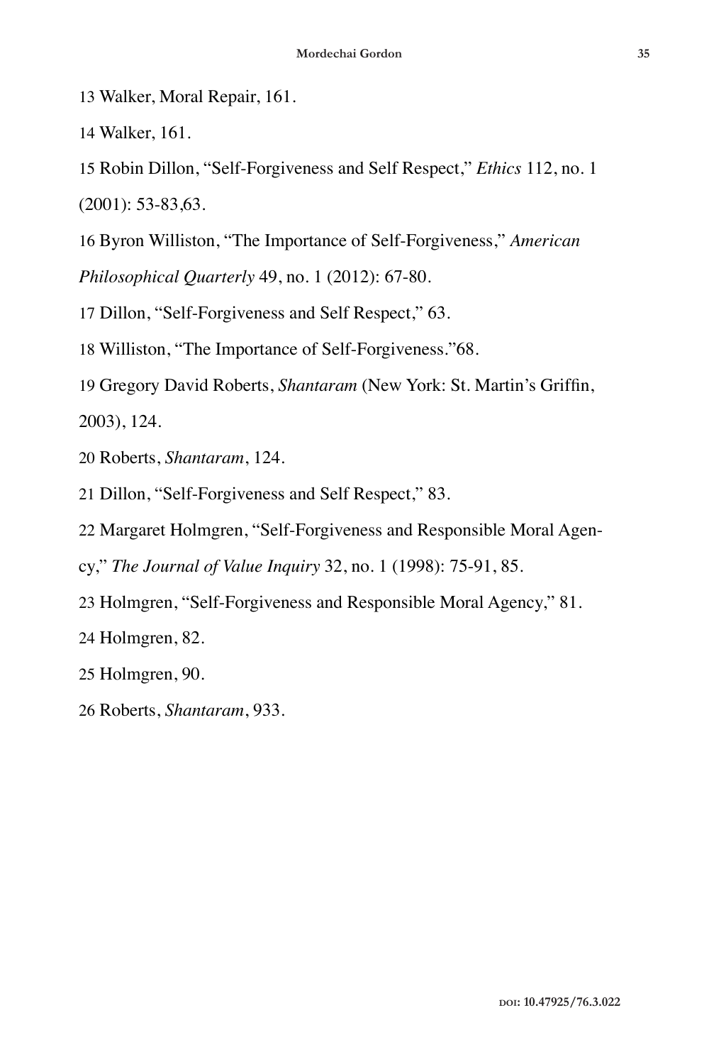13 Walker, Moral Repair, 161.

14 Walker, 161.

15 Robin Dillon, "Self-Forgiveness and Self Respect," *Ethics* 112, no. 1 (2001): 53-83,63.

16 Byron Williston, "The Importance of Self-Forgiveness," *American Philosophical Quarterly* 49, no. 1 (2012): 67-80.

17 Dillon, "Self-Forgiveness and Self Respect," 63.

18 Williston, "The Importance of Self-Forgiveness."68.

19 Gregory David Roberts, *Shantaram* (New York: St. Martin's Griffin, 2003), 124.

20 Roberts, *Shantaram*, 124.

21 Dillon, "Self-Forgiveness and Self Respect," 83.

22 Margaret Holmgren, "Self-Forgiveness and Responsible Moral Agency," *The Journal of Value Inquiry* 32, no. 1 (1998): 75-91, 85.

23 Holmgren, "Self-Forgiveness and Responsible Moral Agency," 81.

24 Holmgren, 82.

25 Holmgren, 90.

26 Roberts, *Shantaram*, 933.